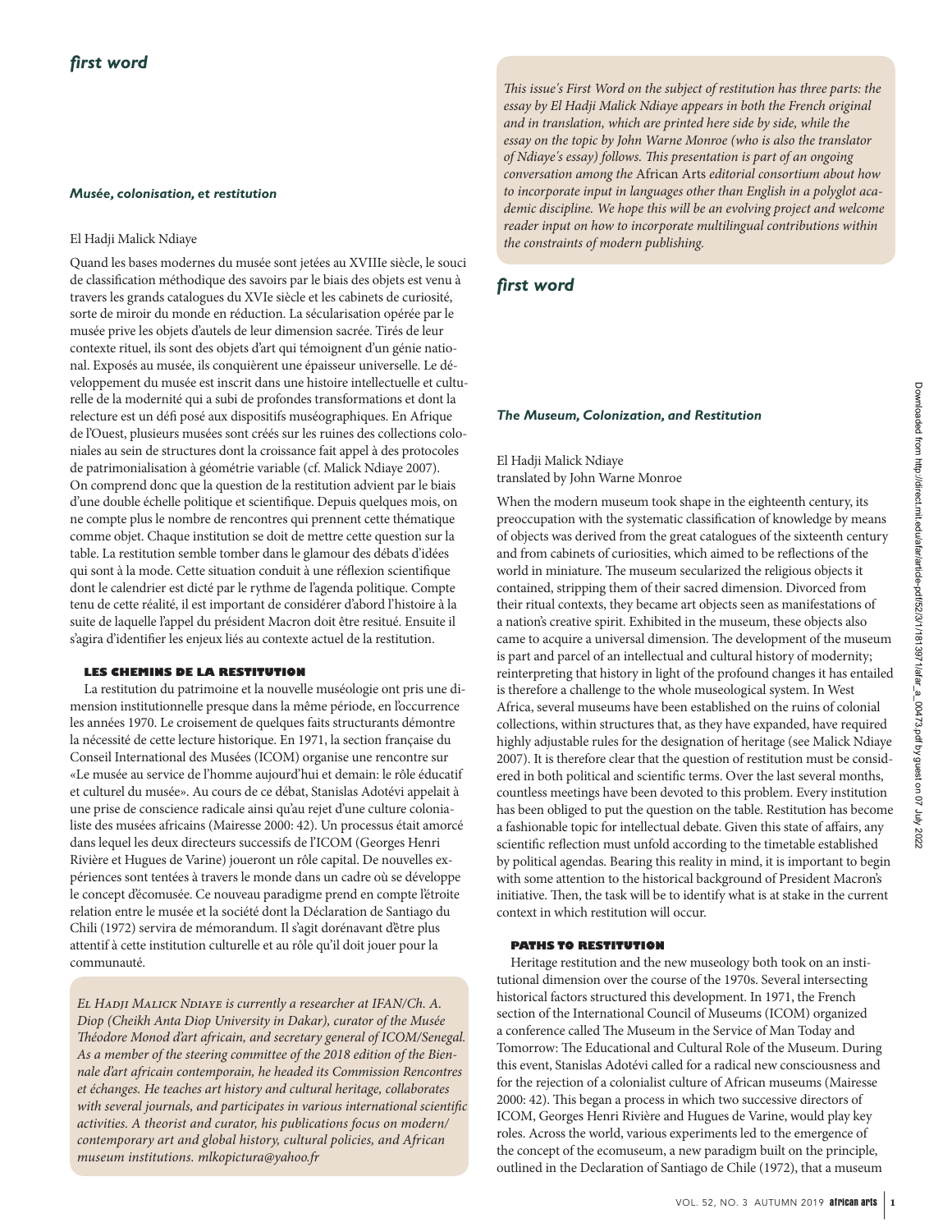*This issue's First Word on the subject of restitution has three parts: the essay by El Hadji Malick Ndiaye appears in both the French original and in translation, which are printed here side by side, while the essay on the topic by John Warne Monroe (who is also the translator of Ndiaye's essay) follows. This presentation is part of an ongoing conversation among the* African Arts *editorial consortium about how to incorporate input in languages other than English in a polyglot academic discipline. We hope this will be an evolving project and welcome reader input on how to incorporate multilingual contributions within the constraints of modern publishing.*

## first word

### *Musée, colonisation, et restitution*

El Hadji Malick Ndiaye

Quand les bases modernes du musée sont jetées au XVIIIe siècle, le souci de classification méthodique des savoirs par le biais des objets est venu à travers les grands catalogues du XVIe siècle et les cabinets de curiosité, sorte de miroir du monde en réduction. La sécularisation opérée par le musée prive les objets d'autels de leur dimension sacrée. Tirés de leur contexte rituel, ils sont des objets d'art qui témoignent d'un génie national. Exposés au musée, ils conquièrent une épaisseur universelle. Le développement du musée est inscrit dans une histoire intellectuelle et culturelle de la modernité qui a subi de profondes transformations et dont la relecture est un défi posé aux dispositifs muséographiques. En Afrique de l'Ouest, plusieurs musées sont créés sur les ruines des collections coloniales au sein de structures dont la croissance fait appel à des protocoles de patrimonialisation à géométrie variable (cf. Malick Ndiaye 2007). On comprend donc que la question de la restitution advient par le biais d'une double échelle politique et scientifique. Depuis quelques mois, on ne compte plus le nombre de rencontres qui prennent cette thématique comme objet. Chaque institution se doit de mettre cette question sur la table. La restitution semble tomber dans le glamour des débats d'idées qui sont à la mode. Cette situation conduit à une réflexion scientifique dont le calendrier est dicté par le rythme de l'agenda politique. Compte tenu de cette réalité, il est important de considérer d'abord l'histoire à la suite de laquelle l'appel du président Macron doit être resitué. Ensuite il s'agira d'identifier les enjeux liés au contexte actuel de la restitution.

#### LES CHEMINS DE LA RESTITUTION

La restitution du patrimoine et la nouvelle muséologie ont pris une dimension institutionnelle presque dans la même période, en l'occurrence les années 1970. Le croisement de quelques faits structurants démontre la nécessité de cette lecture historique. En 1971, la section française du Conseil International des Musées (ICOM) organise une rencontre sur «Le musée au service de l'homme aujourd'hui et demain: le rôle éducatif et culturel du musée». Au cours de ce débat, Stanislas Adotévi appelait à une prise de conscience radicale ainsi qu'au rejet d'une culture colonialiste des musées africains (Mairesse 2000: 42). Un processus était amorcé dans lequel les deux directeurs successifs de l'ICOM (Georges Henri Rivière et Hugues de Varine) joueront un rôle capital. De nouvelles expériences sont tentées à travers le monde dans un cadre où se développe le concept d'écomusée. Ce nouveau paradigme prend en compte l'étroite relation entre le musée et la société dont la Déclaration de Santiago du Chili (1972) servira de mémorandum. Il s'agit dorénavant d'être plus attentif à cette institution culturelle et au rôle qu'il doit jouer pour la communauté.

*El Hadji Malick Ndiaye is currently a researcher at IFAN/Ch. A. Diop (Cheikh Anta Diop University in Dakar), curator of the Musée Théodore Monod d'art africain, and secretary general of ICOM/Senegal. As a member of the steering committee of the 2018 edition of the Biennale d'art africain contemporain, he headed its Commission Rencontres et échanges. He teaches art history and cultural heritage, collaborates with several journals, and participates in various international scientific activities. A theorist and curator, his publications focus on modern/contemporary art and global history, cultural policies, and African museum institutions. mlkopictura@yahoo.fr*

## first word

### *The Museum, Colonization, and Restitution*

El Hadji Malick Ndiaye
translated by John Warne Monroe

When the modern museum took shape in the eighteenth century, its preoccupation with the systematic classification of knowledge by means of objects was derived from the great catalogues of the sixteenth century and from cabinets of curiosities, which aimed to be reflections of the world in miniature. The museum secularized the religious objects it contained, stripping them of their sacred dimension. Divorced from their ritual contexts, they became art objects seen as manifestations of a nation's creative spirit. Exhibited in the museum, these objects also came to acquire a universal dimension. The development of the museum is part and parcel of an intellectual and cultural history of modernity; reinterpreting that history in light of the profound changes it has entailed is therefore a challenge to the whole museological system. In West Africa, several museums have been established on the ruins of colonial collections, within structures that, as they have expanded, have required highly adjustable rules for the designation of heritage (see Malick Ndiaye 2007). It is therefore clear that the question of restitution must be considered in both political and scientific terms. Over the last several months, countless meetings have been devoted to this problem. Every institution has been obliged to put the question on the table. Restitution has become a fashionable topic for intellectual debate. Given this state of affairs, any scientific reflection must unfold according to the timetable established by political agendas. Bearing this reality in mind, it is important to begin with some attention to the historical background of President Macron's initiative. Then, the task will be to identify what is at stake in the current context in which restitution will occur.

#### PATHS TO RESTITUTION

Heritage restitution and the new museology both took on an institutional dimension over the course of the 1970s. Several intersecting historical factors structured this development. In 1971, the French section of the International Council of Museums (ICOM) organized a conference called The Museum in the Service of Man Today and Tomorrow: The Educational and Cultural Role of the Museum. During this event, Stanislas Adotévi called for a radical new consciousness and for the rejection of a colonialist culture of African museums (Mairesse 2000: 42). This began a process in which two successive directors of ICOM, Georges Henri Rivière and Hugues de Varine, would play key roles. Across the world, various experiments led to the emergence of the concept of the ecomuseum, a new paradigm built on the principle, outlined in the Declaration of Santiago de Chile (1972), that a museum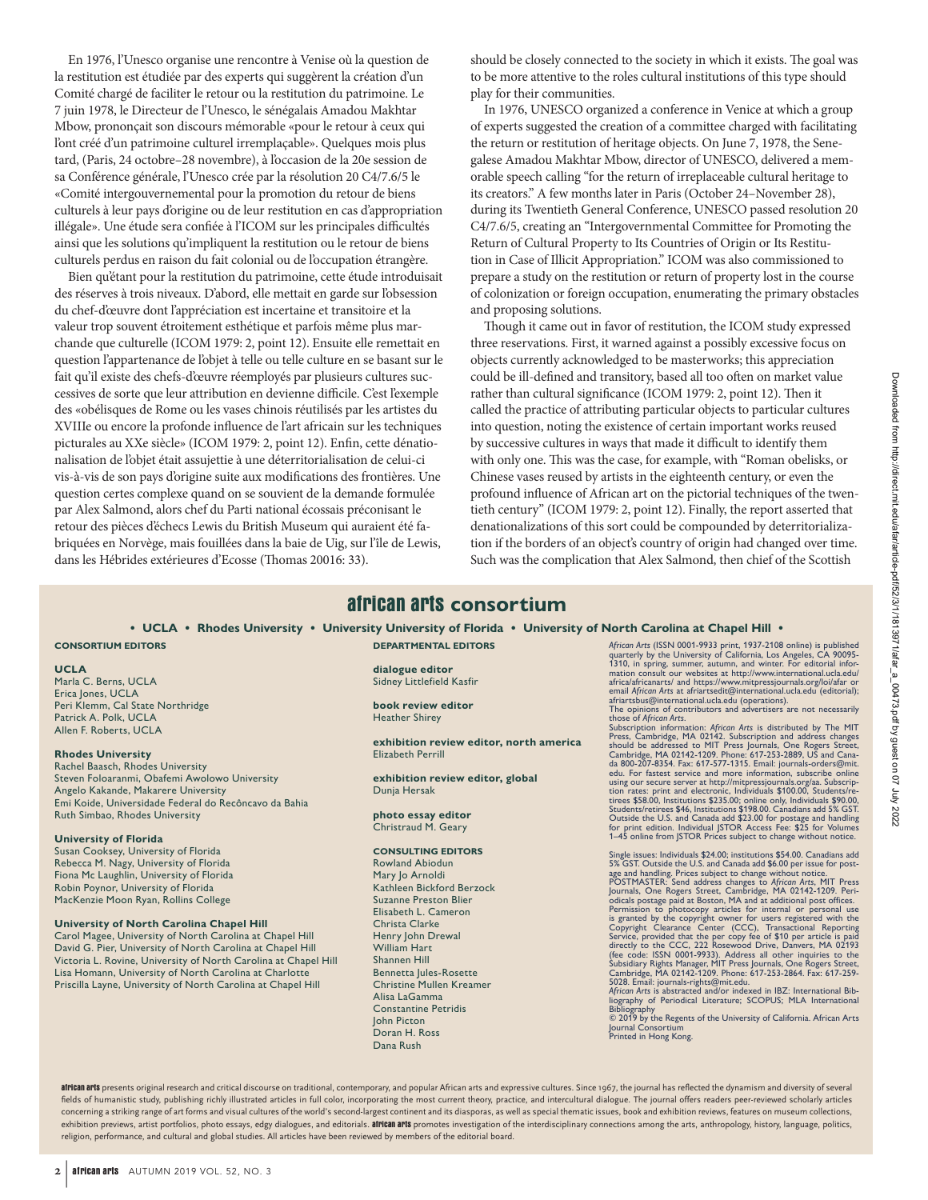En 1976, l'Unesco organise une rencontre à Venise où la question de la restitution est étudiée par des experts qui suggèrent la création d'un Comité chargé de faciliter le retour ou la restitution du patrimoine. Le 7 juin 1978, le Directeur de l'Unesco, le sénégalais Amadou Makhtar Mbow, prononçait son discours mémorable «pour le retour à ceux qui l'ont créé d'un patrimoine culturel irremplaçable». Quelques mois plus tard, (Paris, 24 octobre–28 novembre), à l'occasion de la 20e session de sa Conférence générale, l'Unesco crée par la résolution 20 C4/7.6/5 le «Comité intergouvernemental pour la promotion du retour de biens culturels à leur pays d'origine ou de leur restitution en cas d'appropriation illégale». Une étude sera confiée à l'ICOM sur les principales difficultés ainsi que les solutions qu'impliquent la restitution ou le retour de biens culturels perdus en raison du fait colonial ou de l'occupation étrangère.

Bien qu'étant pour la restitution du patrimoine, cette étude introduisait des réserves à trois niveaux. D'abord, elle mettait en garde sur l'obsession du chef-d'œuvre dont l'appréciation est incertaine et transitoire et la valeur trop souvent étroitement esthétique et parfois même plus marchande que culturelle (ICOM 1979: 2, point 12). Ensuite elle remettait en question l'appartenance de l'objet à telle ou telle culture en se basant sur le fait qu'il existe des chefs-d'œuvre réemployés par plusieurs cultures successives de sorte que leur attribution en devienne difficile. C'est l'exemple des «obélisques de Rome ou les vases chinois réutilisés par les artistes du XVIIIe ou encore la profonde influence de l'art africain sur les techniques picturales au XXe siècle» (ICOM 1979: 2, point 12). Enfin, cette dénationalisation de l'objet était assujettie à une déterritorialisation de celui-ci vis-à-vis de son pays d'origine suite aux modifications des frontières. Une question certes complexe quand on se souvient de la demande formulée par Alex Salmond, alors chef du Parti national écossais préconisant le retour des pièces d'échecs Lewis du British Museum qui auraient été fabriquées en Norvège, mais fouillées dans la baie de Uig, sur l'île de Lewis, dans les Hébrides extérieures d'Ecosse (Thomas 20016: 33).

should be closely connected to the society in which it exists. The goal was to be more attentive to the roles cultural institutions of this type should play for their communities.

In 1976, UNESCO organized a conference in Venice at which a group of experts suggested the creation of a committee charged with facilitating the return or restitution of heritage objects. On June 7, 1978, the Senegalese Amadou Makhtar Mbow, director of UNESCO, delivered a memorable speech calling "for the return of irreplaceable cultural heritage to its creators." A few months later in Paris (October 24–November 28), during its Twentieth General Conference, UNESCO passed resolution 20 C4/7.6/5, creating an "Intergovernmental Committee for Promoting the Return of Cultural Property to Its Countries of Origin or Its Restitution in Case of Illicit Appropriation." ICOM was also commissioned to prepare a study on the restitution or return of property lost in the course of colonization or foreign occupation, enumerating the primary obstacles and proposing solutions.

Though it came out in favor of restitution, the ICOM study expressed three reservations. First, it warned against a possibly excessive focus on objects currently acknowledged to be masterworks; this appreciation could be ill-defined and transitory, based all too often on market value rather than cultural significance (ICOM 1979: 2, point 12). Then it called the practice of attributing particular objects to particular cultures into question, noting the existence of certain important works reused by successive cultures in ways that made it difficult to identify them with only one. This was the case, for example, with "Roman obelisks, or Chinese vases reused by artists in the eighteenth century, or even the profound influence of African art on the pictorial techniques of the twentieth century" (ICOM 1979: 2, point 12). Finally, the report asserted that denationalizations of this sort could be compounded by deterritorialization if the borders of an object's country of origin had changed over time. Such was the complication that Alex Salmond, then chief of the Scottish

## african arts consortium

**• UCLA • Rhodes University • University University of Florida • University of North Carolina at Chapel Hill •**

**CONSORTIUM EDITORS**

**UCLA**
Marla C. Berns, UCLA
Erica Jones, UCLA
Peri Klemm, Cal State Northridge
Patrick A. Polk, UCLA
Allen F. Roberts, UCLA

**Rhodes University**
Rachel Baasch, Rhodes University
Steven Foloaranmi, Obafemi Awolowo University
Angelo Kakande, Makarere University
Emi Koide, Universidade Federal do Recôncavo da Bahia
Ruth Simbao, Rhodes University

**University of Florida**
Susan Cooksey, University of Florida
Rebecca M. Nagy, University of Florida
Fiona Mc Laughlin, University of Florida
Robin Poynor, University of Florida
MacKenzie Moon Ryan, Rollins College

**University of North Carolina Chapel Hill**
Carol Magee, University of North Carolina at Chapel Hill
David G. Pier, University of North Carolina at Chapel Hill
Victoria L. Rovine, University of North Carolina at Chapel Hill
Lisa Homann, University of North Carolina at Charlotte
Priscilla Layne, University of North Carolina at Chapel Hill

**DEPARTMENTAL EDITORS**

**dialogue editor**
Sidney Littlefield Kasfir

**book review editor**
Heather Shirey

**exhibition review editor, north america**
Elizabeth Perrill

**exhibition review editor, global**
Dunja Hersak

**photo essay editor**
Christraud M. Geary

**CONSULTING EDITORS**
Rowland Abiodun
Mary Jo Arnoldi
Kathleen Bickford Berzock
Suzanne Preston Blier
Elisabeth L. Cameron
Christa Clarke
Henry John Drewal
William Hart
Shannen Hill
Bennetta Jules-Rosette
Christine Mullen Kreamer
Alisa LaGamma
Constantine Petridis
John Picton
Doran H. Ross
Dana Rush

*African Arts* (ISSN 0001-9933 print, 1937-2108 online) is published quarterly by the University of California, Los Angeles, CA 90095-1310, in spring, summer, autumn, and winter. For editorial information consult our websites at http://www.international.ucla.edu/africa/africanarts/ and https://www.mitpressjournals.org/loi/afar or email *African Arts* at afriartsedit@international.ucla.edu (editorial); afriartsbus@international.ucla.edu (operations).
The opinions of contributors and advertisers are not necessarily those of *African Arts*.
Subscription information: *African Arts* is distributed by The MIT Press, Cambridge, MA 02142. Subscription and address changes should be addressed to MIT Press Journals, One Rogers Street, Cambridge, MA 02142-1209. Phone: 617-253-2889, US and Canada 800-207-8354. Fax: 617-577-1545. Email: journals-orders@mit.edu. For fastest service and more information, subscribe online using our secure server at http://mitpressjournals.org/aa. Subscription rates: print and electronic, Individuals $100.00, Students/retirees $58.00, Institutions $235.00; online only, Individuals $90.00, Students/retirees $46, Institutions $198.00. Canadians add 5% GST. Outside the U.S. and Canada add $23.00 for postage and handling for print edition. Individual JSTOR Access Fee: $25 for Volumes 1–45 online from JSTOR Prices subject to change without notice.

Single issues: Individuals $24.00; institutions $54.00. Canadians add 5% GST. Outside the U.S. and Canada add $6.00 per issue for postage and handling. Prices subject to change without notice.
POSTMASTER: Send address changes to *African Arts*, MIT Press Journals, One Rogers Street, Cambridge, MA 02142-1209. Periodicals postage paid at Boston, MA and at additional post offices.
Permission to photocopy articles for internal or personal use is granted by the copyright owner for users registered with the Copyright Clearance Center (CCC), Transactional Reporting Service, provided that the per copy fee of $10 per article is paid directly to the CCC, 222 Rosewood Drive, Danvers, MA 02193 (fee code: ISSN 0001-9933). Address all other inquiries to the Subsidiary Rights Manager, MIT Press Journals, One Rogers Street, Cambridge, MA 02142-1209. Phone: 617-253-2864. Fax: 617-259-5028. Email: journals-rights@mit.edu.
*African Arts* is abstracted and/or indexed in IBZ: International Bibliography of Periodical Literature; SCOPUS; MLA International Bibliography
© 2019 by the Regents of the University of California. African Arts Journal Consortium
Printed in Hong Kong.

**african arts** presents original research and critical discourse on traditional, contemporary, and popular African arts and expressive cultures. Since 1967, the journal has reflected the dynamism and diversity of several fields of humanistic study, publishing richly illustrated articles in full color, incorporating the most current theory, practice, and intercultural dialogue. The journal offers readers peer-reviewed scholarly articles concerning a striking range of art forms and visual cultures of the world's second-largest continent and its diasporas, as well as special thematic issues, book and exhibition reviews, features on museum collections, exhibition previews, artist portfolios, photo essays, edgy dialogues, and editorials. **african arts** promotes investigation of the interdisciplinary connections among the arts, anthropology, history, language, politics, religion, performance, and cultural and global studies. All articles have been reviewed by members of the editorial board.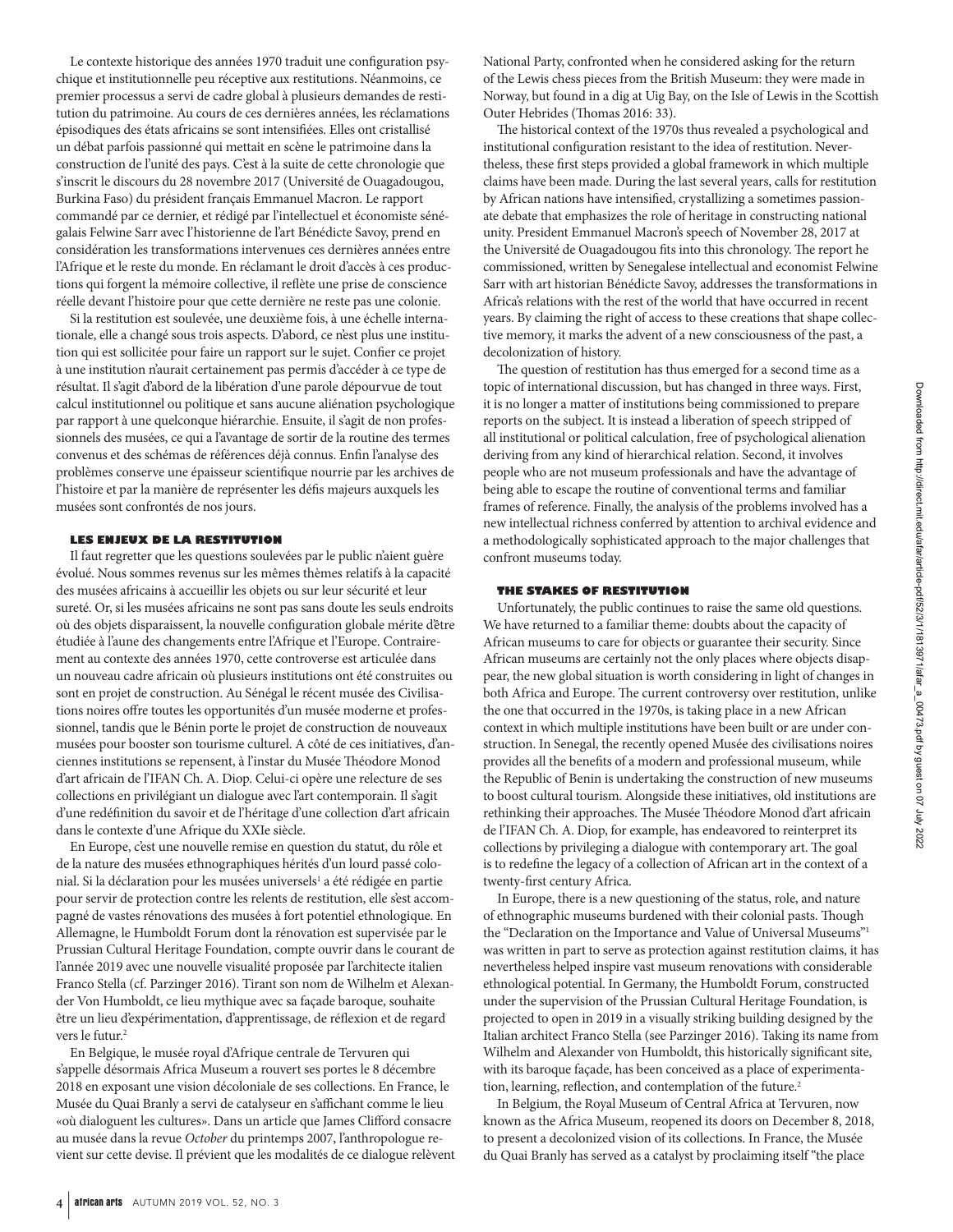Le contexte historique des années 1970 traduit une configuration psychique et institutionnelle peu réceptive aux restitutions. Néanmoins, ce premier processus a servi de cadre global à plusieurs demandes de restitution du patrimoine. Au cours de ces dernières années, les réclamations épisodiques des états africains se sont intensifiées. Elles ont cristallisé un débat parfois passionné qui mettait en scène le patrimoine dans la construction de l'unité des pays. C'est à la suite de cette chronologie que s'inscrit le discours du 28 novembre 2017 (Université de Ouagadougou, Burkina Faso) du président français Emmanuel Macron. Le rapport commandé par ce dernier, et rédigé par l'intellectuel et économiste sénégalais Felwine Sarr avec l'historienne de l'art Bénédicte Savoy, prend en considération les transformations intervenues ces dernières années entre l'Afrique et le reste du monde. En réclamant le droit d'accès à ces productions qui forgent la mémoire collective, il reflète une prise de conscience réelle devant l'histoire pour que cette dernière ne reste pas une colonie.

Si la restitution est soulevée, une deuxième fois, à une échelle internationale, elle a changé sous trois aspects. D'abord, ce n'est plus une institution qui est sollicitée pour faire un rapport sur le sujet. Confier ce projet à une institution n'aurait certainement pas permis d'accéder à ce type de résultat. Il s'agit d'abord de la libération d'une parole dépourvue de tout calcul institutionnel ou politique et sans aucune aliénation psychologique par rapport à une quelconque hiérarchie. Ensuite, il s'agit de non professionnels des musées, ce qui a l'avantage de sortir de la routine des termes convenus et des schémas de références déjà connus. Enfin l'analyse des problèmes conserve une épaisseur scientifique nourrie par les archives de l'histoire et par la manière de représenter les défis majeurs auxquels les musées sont confrontés de nos jours.

### LES ENJEUX DE LA RESTITUTION

Il faut regretter que les questions soulevées par le public n'aient guère évolué. Nous sommes revenus sur les mêmes thèmes relatifs à la capacité des musées africains à accueillir les objets ou sur leur sécurité et leur sureté. Or, si les musées africains ne sont pas sans doute les seuls endroits où des objets disparaissent, la nouvelle configuration globale mérite d'être étudiée à l'aune des changements entre l'Afrique et l'Europe. Contrairement au contexte des années 1970, cette controverse est articulée dans un nouveau cadre africain où plusieurs institutions ont été construites ou sont en projet de construction. Au Sénégal le récent musée des Civilisations noires offre toutes les opportunités d'un musée moderne et professionnel, tandis que le Bénin porte le projet de construction de nouveaux musées pour booster son tourisme culturel. À côté de ces initiatives, d'anciennes institutions se repensent, à l'instar du Musée Théodore Monod d'art africain de l'IFAN Ch. A. Diop. Celui-ci opère une relecture de ses collections en privilégiant un dialogue avec l'art contemporain. Il s'agit d'une redéfinition du savoir et de l'héritage d'une collection d'art africain dans le contexte d'une Afrique du XXIe siècle.

En Europe, c'est une nouvelle remise en question du statut, du rôle et de la nature des musées ethnographiques hérités d'un lourd passé colonial. Si la déclaration pour les musées universels[1] a été rédigée en partie pour servir de protection contre les relents de restitution, elle s'est accompagné de vastes rénovations des musées à fort potentiel ethnologique. En Allemagne, le Humboldt Forum dont la rénovation est supervisée par le Prussian Cultural Heritage Foundation, compte ouvrir dans le courant de l'année 2019 avec une nouvelle visualité proposée par l'architecte italien Franco Stella (cf. Parzinger 2016). Tirant son nom de Wilhelm et Alexander Von Humboldt, ce lieu mythique avec sa façade baroque, souhaite être un lieu d'expérimentation, d'apprentissage, de réflexion et de regard vers le futur.[2]

En Belgique, le musée royal d'Afrique centrale de Tervuren qui s'appelle désormais Africa Museum a rouvert ses portes le 8 décembre 2018 en exposant une vision décoloniale de ses collections. En France, le Musée du Quai Branly a servi de catalyseur en s'affichant comme le lieu «où dialoguent les cultures». Dans un article que James Clifford consacre au musée dans la revue *October* du printemps 2007, l'anthropologue revient sur cette devise. Il prévient que les modalités de ce dialogue relèvent

National Party, confronted when he considered asking for the return of the Lewis chess pieces from the British Museum: they were made in Norway, but found in a dig at Uig Bay, on the Isle of Lewis in the Scottish Outer Hebrides (Thomas 2016: 33).

The historical context of the 1970s thus revealed a psychological and institutional configuration resistant to the idea of restitution. Nevertheless, these first steps provided a global framework in which multiple claims have been made. During the last several years, calls for restitution by African nations have intensified, crystallizing a sometimes passionate debate that emphasizes the role of heritage in constructing national unity. President Emmanuel Macron's speech of November 28, 2017 at the Université de Ouagadougou fits into this chronology. The report he commissioned, written by Senegalese intellectual and economist Felwine Sarr with art historian Bénédicte Savoy, addresses the transformations in Africa's relations with the rest of the world that have occurred in recent years. By claiming the right of access to these creations that shape collective memory, it marks the advent of a new consciousness of the past, a decolonization of history.

The question of restitution has thus emerged for a second time as a topic of international discussion, but has changed in three ways. First, it is no longer a matter of institutions being commissioned to prepare reports on the subject. It is instead a liberation of speech stripped of all institutional or political calculation, free of psychological alienation deriving from any kind of hierarchical relation. Second, it involves people who are not museum professionals and have the advantage of being able to escape the routine of conventional terms and familiar frames of reference. Finally, the analysis of the problems involved has a new intellectual richness conferred by attention to archival evidence and a methodologically sophisticated approach to the major challenges that confront museums today.

### THE STAKES OF RESTITUTION

Unfortunately, the public continues to raise the same old questions. We have returned to a familiar theme: doubts about the capacity of African museums to care for objects or guarantee their security. Since African museums are certainly not the only places where objects disappear, the new global situation is worth considering in light of changes in both Africa and Europe. The current controversy over restitution, unlike the one that occurred in the 1970s, is taking place in a new African context in which multiple institutions have been built or are under construction. In Senegal, the recently opened Musée des civilisations noires provides all the benefits of a modern and professional museum, while the Republic of Benin is undertaking the construction of new museums to boost cultural tourism. Alongside these initiatives, old institutions are rethinking their approaches. The Musée Théodore Monod d'art africain de l'IFAN Ch. A. Diop, for example, has endeavored to reinterpret its collections by privileging a dialogue with contemporary art. The goal is to redefine the legacy of a collection of African art in the context of a twenty-first century Africa.

In Europe, there is a new questioning of the status, role, and nature of ethnographic museums burdened with their colonial pasts. Though the "Declaration on the Importance and Value of Universal Museums"[1] was written in part to serve as protection against restitution claims, it has nevertheless helped inspire vast museum renovations with considerable ethnological potential. In Germany, the Humboldt Forum, constructed under the supervision of the Prussian Cultural Heritage Foundation, is projected to open in 2019 in a visually striking building designed by the Italian architect Franco Stella (see Parzinger 2016). Taking its name from Wilhelm and Alexander von Humboldt, this historically significant site, with its baroque façade, has been conceived as a place of experimentation, learning, reflection, and contemplation of the future.[2]

In Belgium, the Royal Museum of Central Africa at Tervuren, now known as the Africa Museum, reopened its doors on December 8, 2018, to present a decolonized vision of its collections. In France, the Musée du Quai Branly has served as a catalyst by proclaiming itself "the place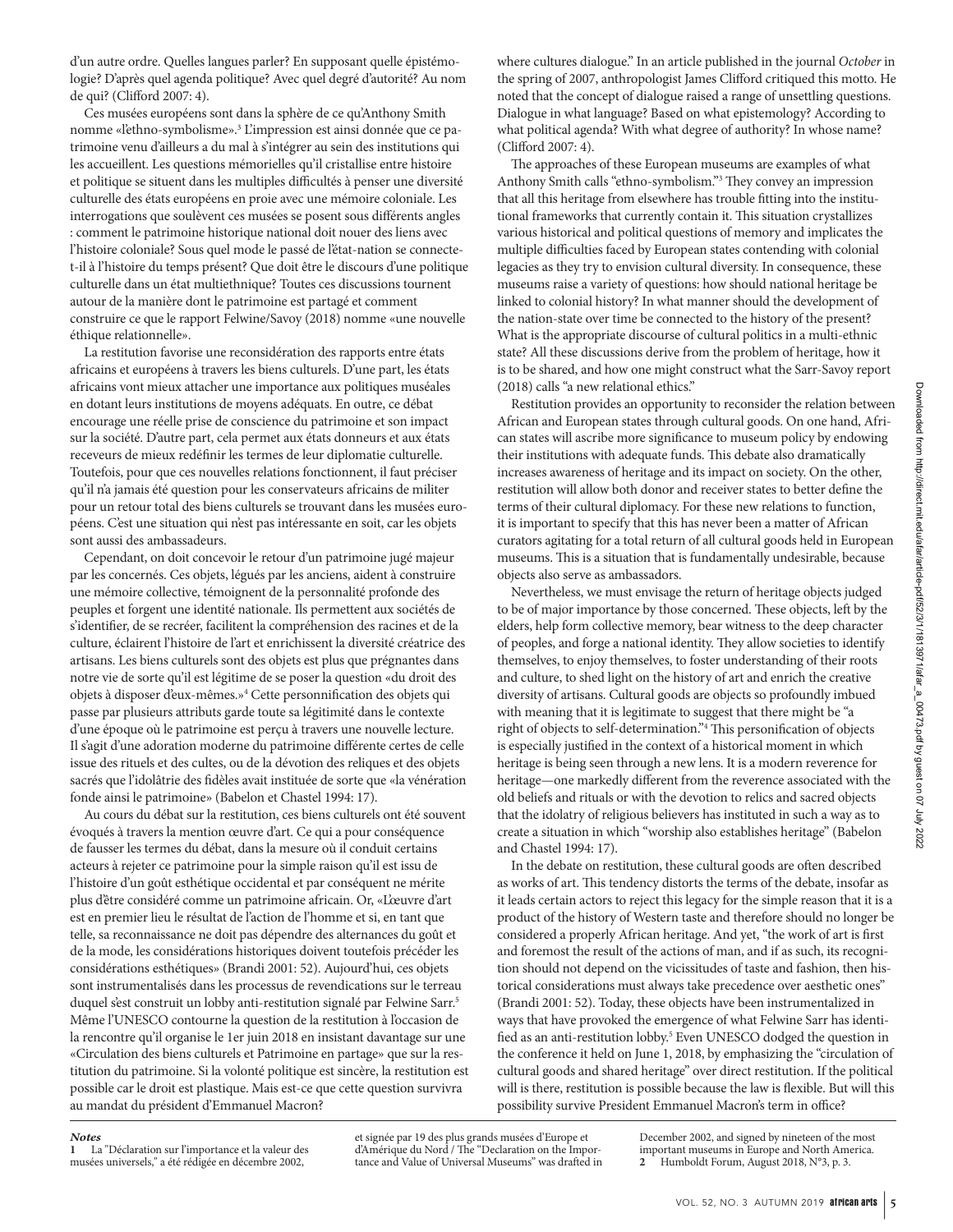d'un autre ordre. Quelles langues parler? En supposant quelle épistémologie? D'après quel agenda politique? Avec quel degré d'autorité? Au nom de qui? (Clifford 2007: 4).

Ces musées européens sont dans la sphère de ce qu'Anthony Smith nomme «l'ethno-symbolisme».[3] L'impression est ainsi donnée que ce patrimoine venu d'ailleurs a du mal à s'intégrer au sein des institutions qui les accueillent. Les questions mémorielles qu'il cristallise entre histoire et politique se situent dans les multiples difficultés à penser une diversité culturelle des états européens en proie avec une mémoire coloniale. Les interrogations que soulèvent ces musées se posent sous différents angles : comment le patrimoine historique national doit nouer des liens avec l'histoire coloniale? Sous quel mode le passé de l'état-nation se connecte-t-il à l'histoire du temps présent? Que doit être le discours d'une politique culturelle dans un état multiethnique? Toutes ces discussions tournent autour de la manière dont le patrimoine est partagé et comment construire ce que le rapport Felwine/Savoy (2018) nomme «une nouvelle éthique relationnelle».

La restitution favorise une reconsidération des rapports entre états africains et européens à travers les biens culturels. D'une part, les états africains vont mieux attacher une importance aux politiques muséales en dotant leurs institutions de moyens adéquats. En outre, ce débat encourage une réelle prise de conscience du patrimoine et son impact sur la société. D'autre part, cela permet aux états donneurs et aux états receveurs de mieux redéfinir les termes de leur diplomatie culturelle. Toutefois, pour que ces nouvelles relations fonctionnent, il faut préciser qu'il n'a jamais été question pour les conservateurs africains de militer pour un retour total des biens culturels se trouvant dans les musées européens. C'est une situation qui n'est pas intéressante en soit, car les objets sont aussi des ambassadeurs.

Cependant, on doit concevoir le retour d'un patrimoine jugé majeur par les concernés. Ces objets, légués par les anciens, aident à construire une mémoire collective, témoignent de la personnalité profonde des peuples et forgent une identité nationale. Ils permettent aux sociétés de s'identifier, de se recréer, facilitent la compréhension des racines et de la culture, éclairent l'histoire de l'art et enrichissent la diversité créatrice des artisans. Les biens culturels sont des objets est plus que prégnantes dans notre vie de sorte qu'il est légitime de se poser la question «du droit des objets à disposer d'eux-mêmes.»[4] Cette personnification des objets qui passe par plusieurs attributs garde toute sa légitimité dans le contexte d'une époque où le patrimoine est perçu à travers une nouvelle lecture. Il s'agit d'une adoration moderne du patrimoine différente certes de celle issue des rituels et des cultes, ou de la dévotion des reliques et des objets sacrés que l'idolâtrie des fidèles avait instituée de sorte que «la vénération fonde ainsi le patrimoine» (Babelon et Chastel 1994: 17).

Au cours du débat sur la restitution, ces biens culturels ont été souvent évoqués à travers la mention œuvre d'art. Ce qui a pour conséquence de fausser les termes du débat, dans la mesure où il conduit certains acteurs à rejeter ce patrimoine pour la simple raison qu'il est issu de l'histoire d'un goût esthétique occidental et par conséquent ne mérite plus d'être considéré comme un patrimoine africain. Or, «L'œuvre d'art est en premier lieu le résultat de l'action de l'homme et si, en tant que telle, sa reconnaissance ne doit pas dépendre des alternances du goût et de la mode, les considérations historiques doivent toutefois précéder les considérations esthétiques» (Brandi 2001: 52). Aujourd'hui, ces objets sont instrumentalisés dans les processus de revendications sur le terreau duquel s'est construit un lobby anti-restitution signalé par Felwine Sarr.[5] Même l'UNESCO contourne la question de la restitution à l'occasion de la rencontre qu'il organise le 1er juin 2018 en insistant davantage sur une «Circulation des biens culturels et Patrimoine en partage» que sur la restitution du patrimoine. Si la volonté politique est sincère, la restitution est possible car le droit est plastique. Mais est-ce que cette question survivra au mandat du président d'Emmanuel Macron?

where cultures dialogue." In an article published in the journal *October* in the spring of 2007, anthropologist James Clifford critiqued this motto. He noted that the concept of dialogue raised a range of unsettling questions. Dialogue in what language? Based on what epistemology? According to what political agenda? With what degree of authority? In whose name? (Clifford 2007: 4).

The approaches of these European museums are examples of what Anthony Smith calls "ethno-symbolism."[3] They convey an impression that all this heritage from elsewhere has trouble fitting into the institutional frameworks that currently contain it. This situation crystallizes various historical and political questions of memory and implicates the multiple difficulties faced by European states contending with colonial legacies as they try to envision cultural diversity. In consequence, these museums raise a variety of questions: how should national heritage be linked to colonial history? In what manner should the development of the nation-state over time be connected to the history of the present? What is the appropriate discourse of cultural politics in a multi-ethnic state? All these discussions derive from the problem of heritage, how it is to be shared, and how one might construct what the Sarr-Savoy report (2018) calls "a new relational ethics."

Restitution provides an opportunity to reconsider the relation between African and European states through cultural goods. On one hand, African states will ascribe more significance to museum policy by endowing their institutions with adequate funds. This debate also dramatically increases awareness of heritage and its impact on society. On the other, restitution will allow both donor and receiver states to better define the terms of their cultural diplomacy. For these new relations to function, it is important to specify that this has never been a matter of African curators agitating for a total return of all cultural goods held in European museums. This is a situation that is fundamentally undesirable, because objects also serve as ambassadors.

Nevertheless, we must envisage the return of heritage objects judged to be of major importance by those concerned. These objects, left by the elders, help form collective memory, bear witness to the deep character of peoples, and forge a national identity. They allow societies to identify themselves, to enjoy themselves, to foster understanding of their roots and culture, to shed light on the history of art and enrich the creative diversity of artisans. Cultural goods are objects so profoundly imbued with meaning that it is legitimate to suggest that there might be "a right of objects to self-determination."[4] This personification of objects is especially justified in the context of a historical moment in which heritage is being seen through a new lens. It is a modern reverence for heritage—one markedly different from the reverence associated with the old beliefs and rituals or with the devotion to relics and sacred objects that the idolatry of religious believers has instituted in such a way as to create a situation in which "worship also establishes heritage" (Babelon and Chastel 1994: 17).

In the debate on restitution, these cultural goods are often described as works of art. This tendency distorts the terms of the debate, insofar as it leads certain actors to reject this legacy for the simple reason that it is a product of the history of Western taste and therefore should no longer be considered a properly African heritage. And yet, "the work of art is first and foremost the result of the actions of man, and if as such, its recognition should not depend on the vicissitudes of taste and fashion, then historical considerations must always take precedence over aesthetic ones" (Brandi 2001: 52). Today, these objects have been instrumentalized in ways that have provoked the emergence of what Felwine Sarr has identified as an anti-restitution lobby.[5] Even UNESCO dodged the question in the conference it held on June 1, 2018, by emphasizing the "circulation of cultural goods and shared heritage" over direct restitution. If the political will is there, restitution is possible because the law is flexible. But will this possibility survive President Emmanuel Macron's term in office?

**Notes**

1 La "Déclaration sur l'importance et la valeur des musées universels," a été rédigée en décembre 2002, et signée par 19 des plus grands musées d'Europe et d'Amérique du Nord / The "Declaration on the Importance and Value of Universal Museums" was drafted in December 2002, and signed by nineteen of the most important museums in Europe and North America.

2 Humboldt Forum, August 2018, N°3, p. 3.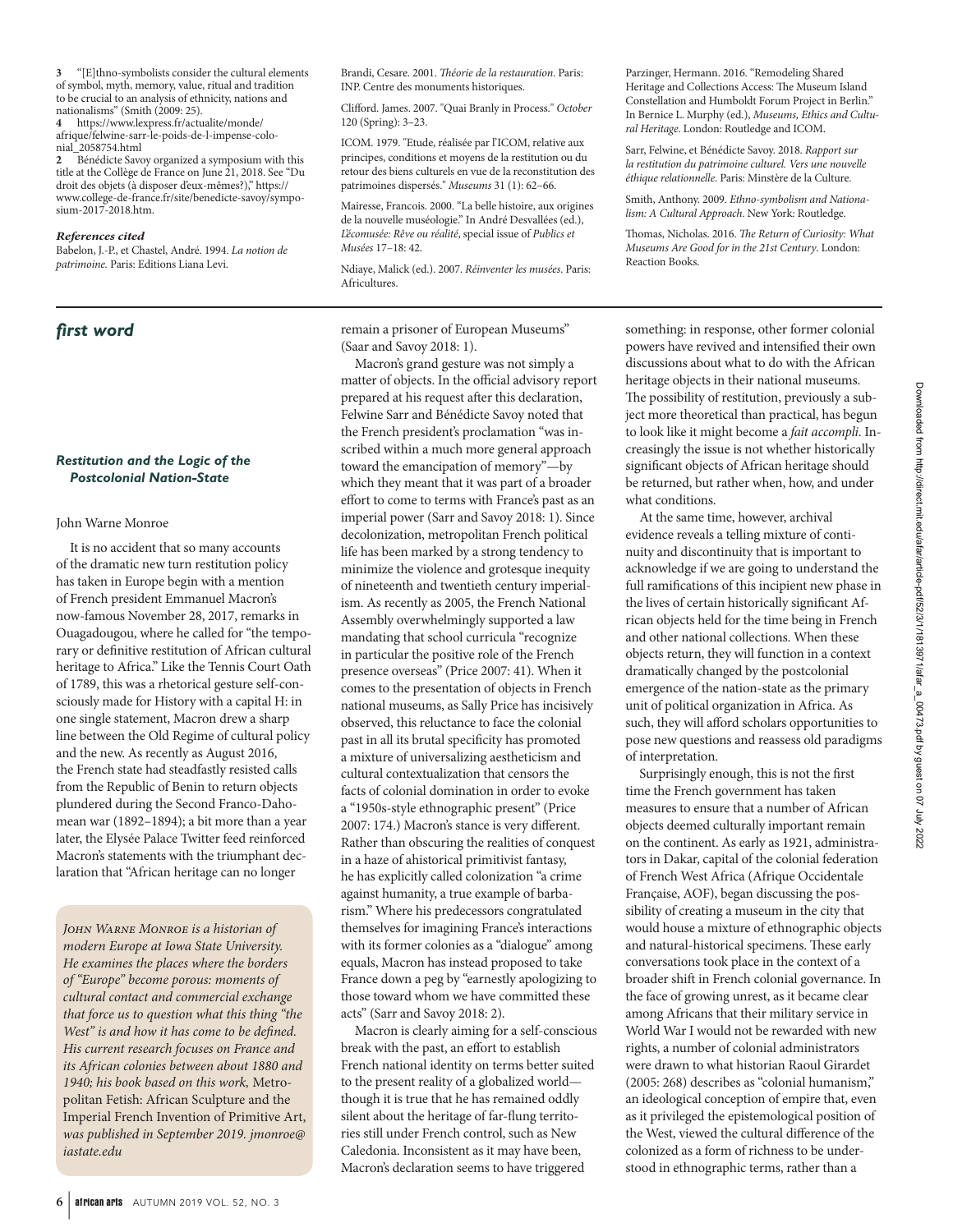**3** "[E]thno-symbolists consider the cultural elements of symbol, myth, memory, value, ritual and tradition to be crucial to an analysis of ethnicity, nations and nationalisms" (Smith (2009: 25).

**4** https://www.lexpress.fr/actualite/monde/afrique/felwine-sarr-le-poids-de-l-impense-colonial_2058754.html

**2** Bénédicte Savoy organized a symposium with this title at the Collège de France on June 21, 2018. See "Du droit des objets (à disposer d'eux-mêmes?)," https://www.college-de-france.fr/site/benedicte-savoy/symposium-2017-2018.htm.

***References cited***

Babelon, J.-P., et Chastel, André. 1994. *La notion de patrimoine.* Paris: Editions Liana Levi.

Brandi, Cesare. 2001. *Théorie de la restauration*. Paris: INP. Centre des monuments historiques.

Clifford. James. 2007. "Quai Branly in Process." *October* 120 (Spring): 3–23.

ICOM. 1979. "Etude, réalisée par l'ICOM, relative aux principes, conditions et moyens de la restitution ou du retour des biens culturels en vue de la reconstitution des patrimoines dispersés." *Museums* 31 (1): 62–66.

Mairesse, Francois. 2000. "La belle histoire, aux origines de la nouvelle muséologie." In André Desvallées (ed.), *L'écomusée: Rêve ou réalité*, special issue of *Publics et Musées* 17–18: 42.

Ndiaye, Malick (ed.). 2007. *Réinventer les musées*. Paris: Africultures.

Parzinger, Hermann. 2016. "Remodeling Shared Heritage and Collections Access: The Museum Island Constellation and Humboldt Forum Project in Berlin." In Bernice L. Murphy (ed.), *Museums, Ethics and Cultural Heritage*. London: Routledge and ICOM.

Sarr, Felwine, et Bénédicte Savoy. 2018. *Rapport sur la restitution du patrimoine culturel. Vers une nouvelle éthique relationnelle*. Paris: Minstère de la Culture.

Smith, Anthony. 2009. *Ethno-symbolism and Nationalism: A Cultural Approach*. New York: Routledge.

Thomas, Nicholas. 2016. *The Return of Curiosity: What Museums Are Good for in the 21st Century*. London: Reaction Books.

## *first word*

### *Restitution and the Logic of the Postcolonial Nation-State*

John Warne Monroe

*John Warne Monroe is a historian of modern Europe at Iowa State University. He examines the places where the borders of "Europe" become porous: moments of cultural contact and commercial exchange that force us to question what this thing "the West" is and how it has come to be defined. His current research focuses on France and its African colonies between about 1880 and 1940; his book based on this work,* Metropolitan Fetish: African Sculpture and the Imperial French Invention of Primitive Art, *was published in September 2019. jmonroe@iastate.edu*

It is no accident that so many accounts of the dramatic new turn restitution policy has taken in Europe begin with a mention of French president Emmanuel Macron's now-famous November 28, 2017, remarks in Ouagadougou, where he called for "the temporary or definitive restitution of African cultural heritage to Africa." Like the Tennis Court Oath of 1789, this was a rhetorical gesture self-consciously made for History with a capital H: in one single statement, Macron drew a sharp line between the Old Regime of cultural policy and the new. As recently as August 2016, the French state had steadfastly resisted calls from the Republic of Benin to return objects plundered during the Second Franco-Dahomean war (1892–1894); a bit more than a year later, the Elysée Palace Twitter feed reinforced Macron's statements with the triumphant declaration that "African heritage can no longer remain a prisoner of European Museums" (Saar and Savoy 2018: 1).

Macron's grand gesture was not simply a matter of objects. In the official advisory report prepared at his request after this declaration, Felwine Sarr and Bénédicte Savoy noted that the French president's proclamation "was inscribed within a much more general approach toward the emancipation of memory"—by which they meant that it was part of a broader effort to come to terms with France's past as an imperial power (Sarr and Savoy 2018: 1). Since decolonization, metropolitan French political life has been marked by a strong tendency to minimize the violence and grotesque inequity of nineteenth and twentieth century imperialism. As recently as 2005, the French National Assembly overwhelmingly supported a law mandating that school curricula "recognize in particular the positive role of the French presence overseas" (Price 2007: 41). When it comes to the presentation of objects in French national museums, as Sally Price has incisively observed, this reluctance to face the colonial past in all its brutal specificity has promoted a mixture of universalizing aestheticism and cultural contextualization that censors the facts of colonial domination in order to evoke a "1950s-style ethnographic present" (Price 2007: 174.) Macron's stance is very different. Rather than obscuring the realities of conquest in a haze of ahistorical primitivist fantasy, he has explicitly called colonization "a crime against humanity, a true example of barbarism." Where his predecessors congratulated themselves for imagining France's interactions with its former colonies as a "dialogue" among equals, Macron has instead proposed to take France down a peg by "earnestly apologizing to those toward whom we have committed these acts" (Sarr and Savoy 2018: 2).

Macron is clearly aiming for a self-conscious break with the past, an effort to establish French national identity on terms better suited to the present reality of a globalized world—though it is true that he has remained oddly silent about the heritage of far-flung territories still under French control, such as New Caledonia. Inconsistent as it may have been, Macron's declaration seems to have triggered something: in response, other former colonial powers have revived and intensified their own discussions about what to do with the African heritage objects in their national museums. The possibility of restitution, previously a subject more theoretical than practical, has begun to look like it might become a *fait accompli*. Increasingly the issue is not whether historically significant objects of African heritage should be returned, but rather when, how, and under what conditions.

At the same time, however, archival evidence reveals a telling mixture of continuity and discontinuity that is important to acknowledge if we are going to understand the full ramifications of this incipient new phase in the lives of certain historically significant African objects held for the time being in French and other national collections. When these objects return, they will function in a context dramatically changed by the postcolonial emergence of the nation-state as the primary unit of political organization in Africa. As such, they will afford scholars opportunities to pose new questions and reassess old paradigms of interpretation.

Surprisingly enough, this is not the first time the French government has taken measures to ensure that a number of African objects deemed culturally important remain on the continent. As early as 1921, administrators in Dakar, capital of the colonial federation of French West Africa (Afrique Occidentale Française, AOF), began discussing the possibility of creating a museum in the city that would house a mixture of ethnographic objects and natural-historical specimens. These early conversations took place in the context of a broader shift in French colonial governance. In the face of growing unrest, as it became clear among Africans that their military service in World War I would not be rewarded with new rights, a number of colonial administrators were drawn to what historian Raoul Girardet (2005: 268) describes as "colonial humanism," an ideological conception of empire that, even as it privileged the epistemological position of the West, viewed the cultural difference of the colonized as a form of richness to be understood in ethnographic terms, rather than a